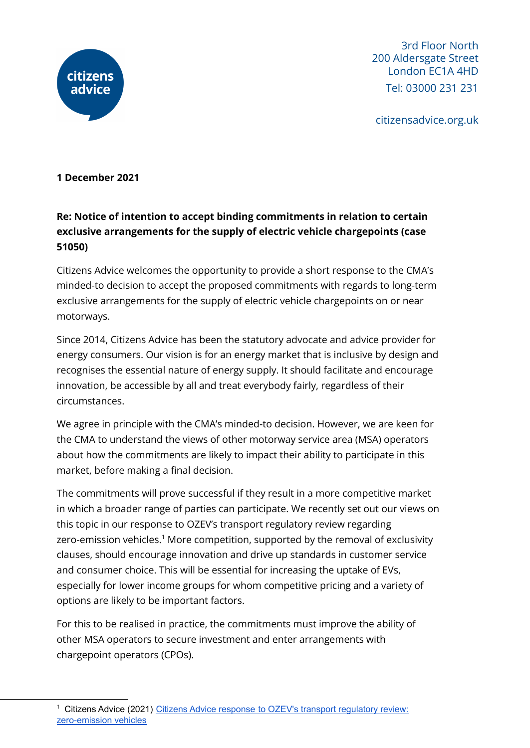citizens advice

3rd Floor North
200 Aldersgate Street
London EC1A 4HD
Tel: 03000 231 231

citizensadvice.org.uk

**1 December 2021**

**Re: Notice of intention to accept binding commitments in relation to certain exclusive arrangements for the supply of electric vehicle chargepoints (case 51050)**

Citizens Advice welcomes the opportunity to provide a short response to the CMA's minded-to decision to accept the proposed commitments with regards to long-term exclusive arrangements for the supply of electric vehicle chargepoints on or near motorways.

Since 2014, Citizens Advice has been the statutory advocate and advice provider for energy consumers. Our vision is for an energy market that is inclusive by design and recognises the essential nature of energy supply. It should facilitate and encourage innovation, be accessible by all and treat everybody fairly, regardless of their circumstances.

We agree in principle with the CMA's minded-to decision. However, we are keen for the CMA to understand the views of other motorway service area (MSA) operators about how the commitments are likely to impact their ability to participate in this market, before making a final decision.

The commitments will prove successful if they result in a more competitive market in which a broader range of parties can participate. We recently set out our views on this topic in our response to OZEV's transport regulatory review regarding zero-emission vehicles.[1] More competition, supported by the removal of exclusivity clauses, should encourage innovation and drive up standards in customer service and consumer choice. This will be essential for increasing the uptake of EVs, especially for lower income groups for whom competitive pricing and a variety of options are likely to be important factors.

For this to be realised in practice, the commitments must improve the ability of other MSA operators to secure investment and enter arrangements with chargepoint operators (CPOs).

[1] Citizens Advice (2021) Citizens Advice response to OZEV's transport regulatory review: zero-emission vehicles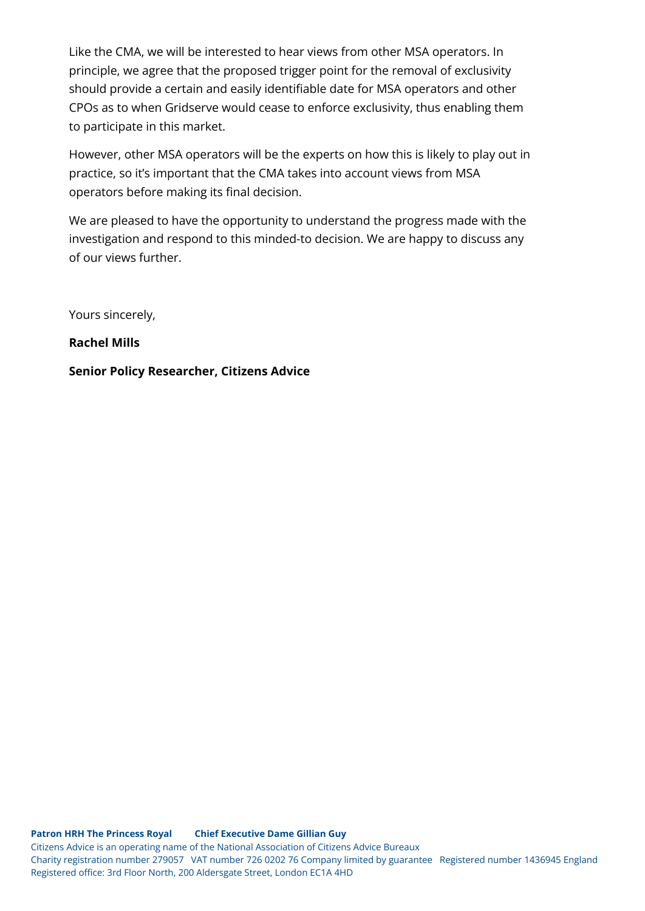Like the CMA, we will be interested to hear views from other MSA operators. In principle, we agree that the proposed trigger point for the removal of exclusivity should provide a certain and easily identifiable date for MSA operators and other CPOs as to when Gridserve would cease to enforce exclusivity, thus enabling them to participate in this market.

However, other MSA operators will be the experts on how this is likely to play out in practice, so it's important that the CMA takes into account views from MSA operators before making its final decision.

We are pleased to have the opportunity to understand the progress made with the investigation and respond to this minded-to decision. We are happy to discuss any of our views further.

Yours sincerely,

**Rachel Mills**

**Senior Policy Researcher, Citizens Advice**

**Patron HRH The Princess Royal** **Chief Executive Dame Gillian Guy**
Citizens Advice is an operating name of the National Association of Citizens Advice Bureaux
Charity registration number 279057 VAT number 726 0202 76 Company limited by guarantee Registered number 1436945 England
Registered office: 3rd Floor North, 200 Aldersgate Street, London EC1A 4HD